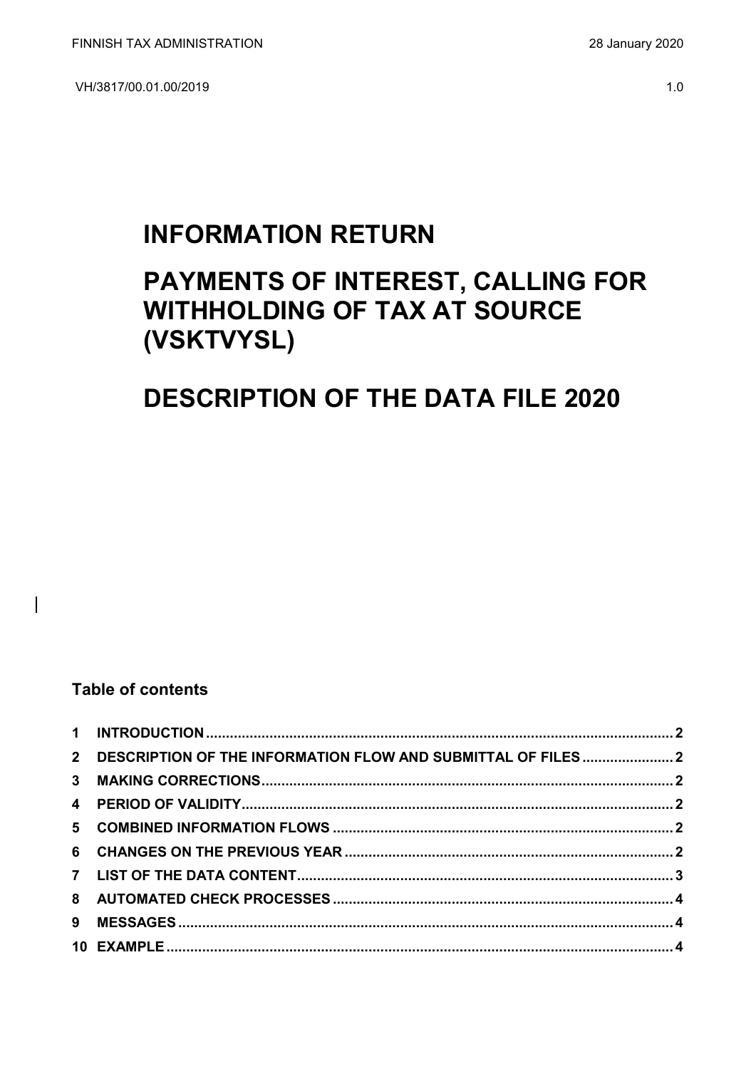FINNISH TAX ADMINISTRATION

28 January 2020

VH/3817/00.01.00/2019

1.0

# INFORMATION RETURN

# PAYMENTS OF INTEREST, CALLING FOR WITHHOLDING OF TAX AT SOURCE (VSKTVYSL)

# DESCRIPTION OF THE DATA FILE 2020

## Table of contents

**1 INTRODUCTION ..... 2**
**2 DESCRIPTION OF THE INFORMATION FLOW AND SUBMITTAL OF FILES ..... 2**
**3 MAKING CORRECTIONS ..... 2**
**4 PERIOD OF VALIDITY ..... 2**
**5 COMBINED INFORMATION FLOWS ..... 2**
**6 CHANGES ON THE PREVIOUS YEAR ..... 2**
**7 LIST OF THE DATA CONTENT ..... 3**
**8 AUTOMATED CHECK PROCESSES ..... 4**
**9 MESSAGES ..... 4**
**10 EXAMPLE ..... 4**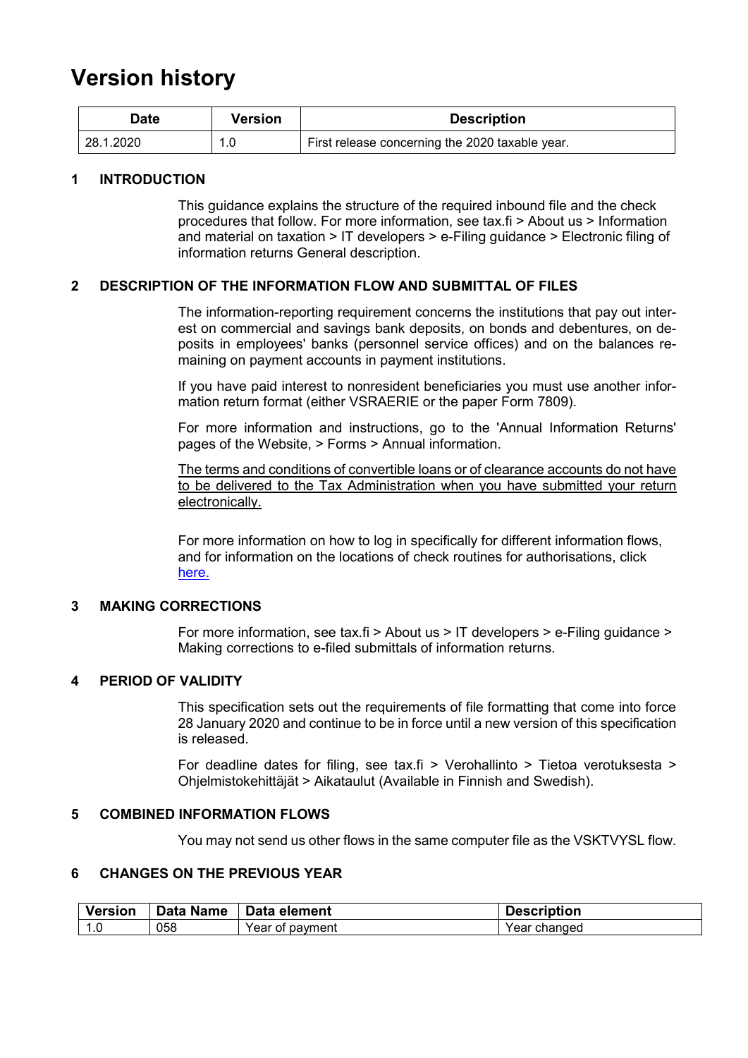# Version history

| Date | Version | Description |
| --- | --- | --- |
| 28.1.2020 | 1.0 | First release concerning the 2020 taxable year. |

## 1 INTRODUCTION

This guidance explains the structure of the required inbound file and the check procedures that follow. For more information, see tax.fi > About us > Information and material on taxation > IT developers > e-Filing guidance > Electronic filing of information returns General description.

## 2 DESCRIPTION OF THE INFORMATION FLOW AND SUBMITTAL OF FILES

The information-reporting requirement concerns the institutions that pay out interest on commercial and savings bank deposits, on bonds and debentures, on deposits in employees' banks (personnel service offices) and on the balances remaining on payment accounts in payment institutions.

If you have paid interest to nonresident beneficiaries you must use another information return format (either VSRAERIE or the paper Form 7809).

For more information and instructions, go to the 'Annual Information Returns' pages of the Website, > Forms > Annual information.

The terms and conditions of convertible loans or of clearance accounts do not have to be delivered to the Tax Administration when you have submitted your return electronically.

For more information on how to log in specifically for different information flows, and for information on the locations of check routines for authorisations, click here.

## 3 MAKING CORRECTIONS

For more information, see tax.fi > About us > IT developers > e-Filing guidance > Making corrections to e-filed submittals of information returns.

## 4 PERIOD OF VALIDITY

This specification sets out the requirements of file formatting that come into force 28 January 2020 and continue to be in force until a new version of this specification is released.

For deadline dates for filing, see tax.fi > Verohallinto > Tietoa verotuksesta > Ohjelmistokehittäjät > Aikataulut (Available in Finnish and Swedish).

## 5 COMBINED INFORMATION FLOWS

You may not send us other flows in the same computer file as the VSKTVYSL flow.

## 6 CHANGES ON THE PREVIOUS YEAR

| Version | Data Name | Data element | Description |
| --- | --- | --- | --- |
| 1.0 | 058 | Year of payment | Year changed |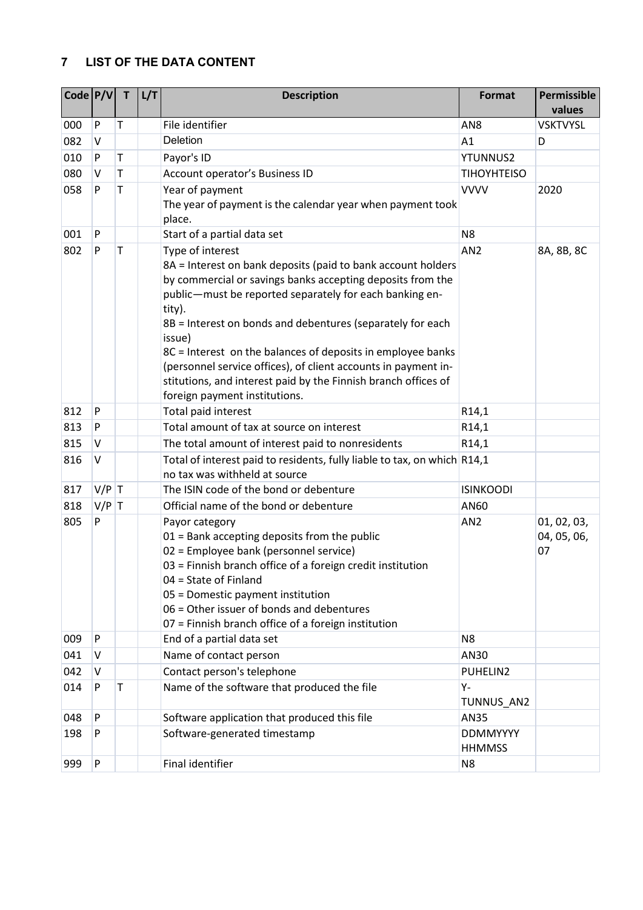## 7 LIST OF THE DATA CONTENT

| Code | P/V | T | L/T | Description | Format | Permissible values |
|---|---|---|---|---|---|---|
| 000 | P | T | | File identifier | AN8 | VSKTVYSL |
| 082 | V | | | Deletion | A1 | D |
| 010 | P | T | | Payor's ID | YTUNNUS2 | |
| 080 | V | T | | Account operator's Business ID | TIHOYHTEISO | |
| 058 | P | T | | Year of payment<br>The year of payment is the calendar year when payment took place. | VVVV | 2020 |
| 001 | P | | | Start of a partial data set | N8 | |
| 802 | P | T | | Type of interest<br>8A = Interest on bank deposits (paid to bank account holders by commercial or savings banks accepting deposits from the public—must be reported separately for each banking entity).<br>8B = Interest on bonds and debentures (separately for each issue)<br>8C = Interest on the balances of deposits in employee banks (personnel service offices), of client accounts in payment institutions, and interest paid by the Finnish branch offices of foreign payment institutions. | AN2 | 8A, 8B, 8C |
| 812 | P | | | Total paid interest | R14,1 | |
| 813 | P | | | Total amount of tax at source on interest | R14,1 | |
| 815 | V | | | The total amount of interest paid to nonresidents | R14,1 | |
| 816 | V | | | Total of interest paid to residents, fully liable to tax, on which no tax was withheld at source | R14,1 | |
| 817 | V/P | T | | The ISIN code of the bond or debenture | ISINKOODI | |
| 818 | V/P | T | | Official name of the bond or debenture | AN60 | |
| 805 | P | | | Payor category<br>01 = Bank accepting deposits from the public<br>02 = Employee bank (personnel service)<br>03 = Finnish branch office of a foreign credit institution<br>04 = State of Finland<br>05 = Domestic payment institution<br>06 = Other issuer of bonds and debentures<br>07 = Finnish branch office of a foreign institution | AN2 | 01, 02, 03, 04, 05, 06, 07 |
| 009 | P | | | End of a partial data set | N8 | |
| 041 | V | | | Name of contact person | AN30 | |
| 042 | V | | | Contact person's telephone | PUHELIN2 | |
| 014 | P | T | | Name of the software that produced the file | Y-TUNNUS_AN2 | |
| 048 | P | | | Software application that produced this file | AN35 | |
| 198 | P | | | Software-generated timestamp | DDMMYYYY HHMMSS | |
| 999 | P | | | Final identifier | N8 | |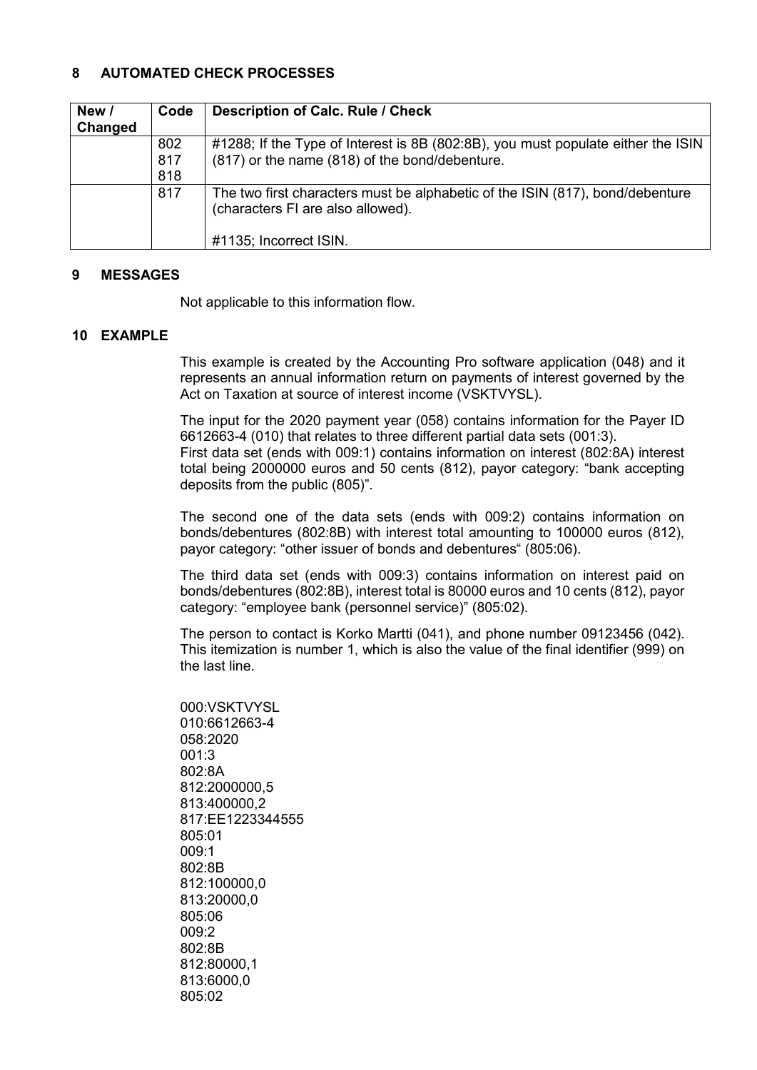## 8 AUTOMATED CHECK PROCESSES

| New / Changed | Code | Description of Calc. Rule / Check |
|---|---|---|
| | 802<br>817<br>818 | #1288; If the Type of Interest is 8B (802:8B), you must populate either the ISIN (817) or the name (818) of the bond/debenture. |
| | 817 | The two first characters must be alphabetic of the ISIN (817), bond/debenture (characters FI are also allowed).<br><br>#1135; Incorrect ISIN. |

## 9 MESSAGES

Not applicable to this information flow.

## 10 EXAMPLE

This example is created by the Accounting Pro software application (048) and it represents an annual information return on payments of interest governed by the Act on Taxation at source of interest income (VSKTVYSL).

The input for the 2020 payment year (058) contains information for the Payer ID 6612663-4 (010) that relates to three different partial data sets (001:3).
First data set (ends with 009:1) contains information on interest (802:8A) interest total being 2000000 euros and 50 cents (812), payor category: "bank accepting deposits from the public (805)".

The second one of the data sets (ends with 009:2) contains information on bonds/debentures (802:8B) with interest total amounting to 100000 euros (812), payor category: "other issuer of bonds and debentures" (805:06).

The third data set (ends with 009:3) contains information on interest paid on bonds/debentures (802:8B), interest total is 80000 euros and 10 cents (812), payor category: "employee bank (personnel service)" (805:02).

The person to contact is Korko Martti (041), and phone number 09123456 (042). This itemization is number 1, which is also the value of the final identifier (999) on the last line.

```
000:VSKTVYSL
010:6612663-4
058:2020
001:3
802:8A
812:2000000,5
813:400000,2
817:EE1223344555
805:01
009:1
802:8B
812:100000,0
813:20000,0
805:06
009:2
802:8B
812:80000,1
813:6000,0
805:02
```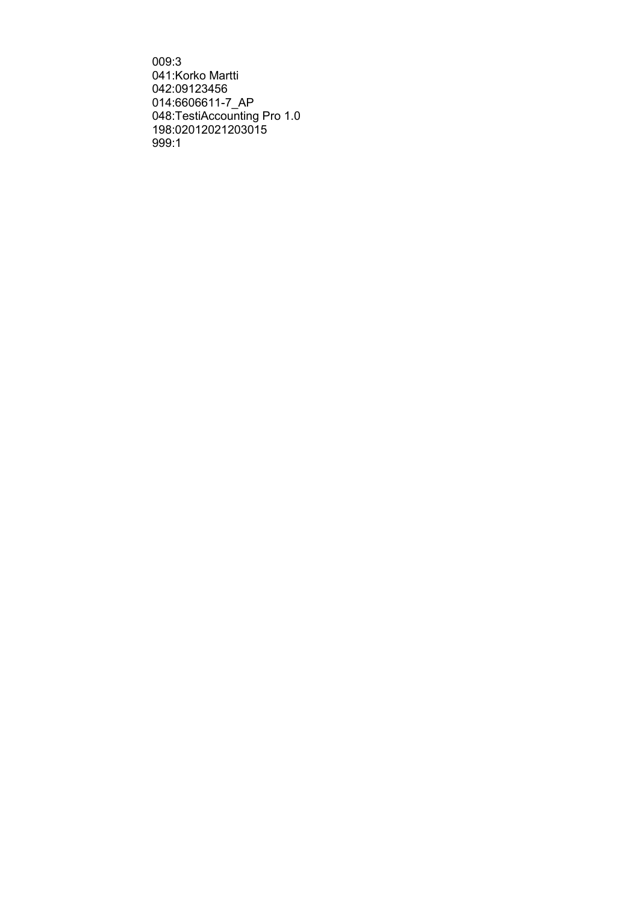009:3
041:Korko Martti
042:09123456
014:6606611-7_AP
048:TestiAccounting Pro 1.0
198:02012021203015
999:1